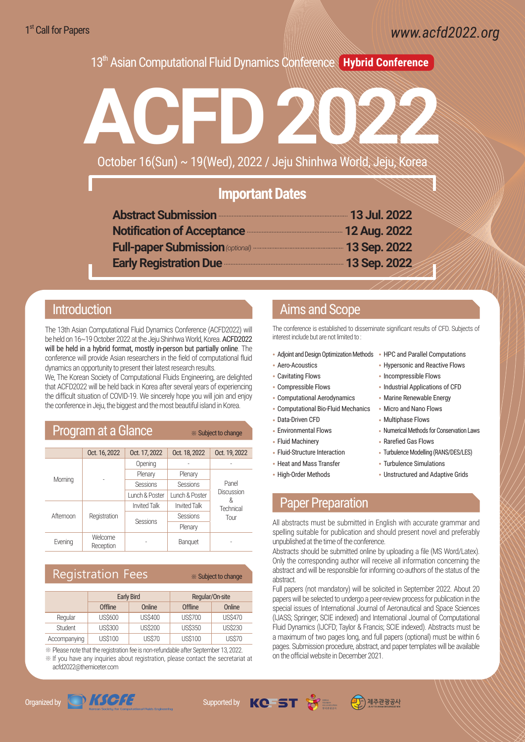1st Call for Papers

www.acfd2022.org

13th Asian Computational Fluid Dynamics Conference **Hybrid Conference**

# ACFD 2022

October 16(Sun) ~ 19(Wed), 2022 / Jeju Shinhwa World, Jeju, Korea

## Important Dates

- **Abstract Submission** ........ **13 Jul. 2022**
- **Notification of Acceptance** ........ **12 Aug. 2022**
- **Full-paper Submission** *(optional)* ........ **13 Sep. 2022**
- **Early Registration Due** ........ **13 Sep. 2022**

## Introduction

The 13th Asian Computational Fluid Dynamics Conference (ACFD2022) will be held on 16~19 October 2022 at the Jeju Shinhwa World, Korea. ACFD2022 will be held in a hybrid format, mostly in-person but partially online. The conference will provide Asian researchers in the field of computational fluid dynamics an opportunity to present their latest research results.

We, The Korean Society of Computational Fluids Engineering, are delighted that ACFD2022 will be held back in Korea after several years of experiencing the difficult situation of COVID-19. We sincerely hope you will join and enjoy the conference in Jeju, the biggest and the most beautiful island in Korea.

## Program at a Glance

※ Subject to change

| | Oct. 16, 2022 | Oct. 17, 2022 | Oct. 18, 2022 | Oct. 19, 2022 |
|---|---|---|---|---|
| Morning | - | Opening | - | - |
| | | Plenary | Plenary | Panel Discussion & Technical Tour |
| | | Sessions | Sessions | |
| | | Lunch & Poster | Lunch & Poster | |
| Afternoon | Registration | Invited Talk | Invited Talk | |
| | | Sessions | Sessions | |
| | | | Plenary | |
| Evening | Welcome Reception | - | Banquet | - |

## Registration Fees

※ Subject to change

| | Early Bird | | Regular/On-site | |
|---|---|---|---|---|
| | Offline | Online | Offline | Online |
| Regular | US$600 | US$400 | US$700 | US$470 |
| Student | US$300 | US$200 | US$350 | US$230 |
| Accompanying | US$100 | US$70 | US$100 | US$70 |

※ Please note that the registration fee is non-refundable after September 13, 2022.

※ If you have any inquiries about registration, please contact the secretariat at acfd2022@themiceter.com

## Aims and Scope

The conference is established to disseminate significant results of CFD. Subjects of interest include but are not limited to :

- Adjoint and Design Optimization Methods
- Aero-Acoustics
- Cavitating Flows
- Compressible Flows
- Computational Aerodynamics
- Computational Bio-Fluid Mechanics
- Data-Driven CFD
- Environmental Flows
- Fluid Machinery
- Fluid-Structure Interaction
- Heat and Mass Transfer
- High-Order Methods
- HPC and Parallel Computations
- Hypersonic and Reactive Flows
- Incompressible Flows
- Industrial Applications of CFD
- Marine Renewable Energy
- Micro and Nano Flows
- Multiphase Flows
- Numerical Methods for Conservation Laws
- Rarefied Gas Flows
- Turbulence Modelling (RANS/DES/LES)
- Turbulence Simulations
- Unstructured and Adaptive Grids

## Paper Preparation

All abstracts must be submitted in English with accurate grammar and spelling suitable for publication and should present novel and preferably unpublished at the time of the conference.

Abstracts should be submitted online by uploading a file (MS Word/Latex). Only the corresponding author will receive all information concerning the abstract and will be responsible for informing co-authors of the status of the abstract.

Full papers (not mandatory) will be solicited in September 2022. About 20 papers will be selected to undergo a peer-review process for publication in the special issues of International Journal of Aeronautical and Space Sciences (IJASS; Springer; SCIE indexed) and International Journal of Computational Fluid Dynamics (IJCFD; Taylor & Francis; SCIE indexed). Abstracts must be a maximum of two pages long, and full papers (optional) must be within 6 pages. Submission procedure, abstract, and paper templates will be available on the official website in December 2021.

Organized by KSCFE Korean Society for Computational Fluids Engineering

Supported by KOFST 제주관광공사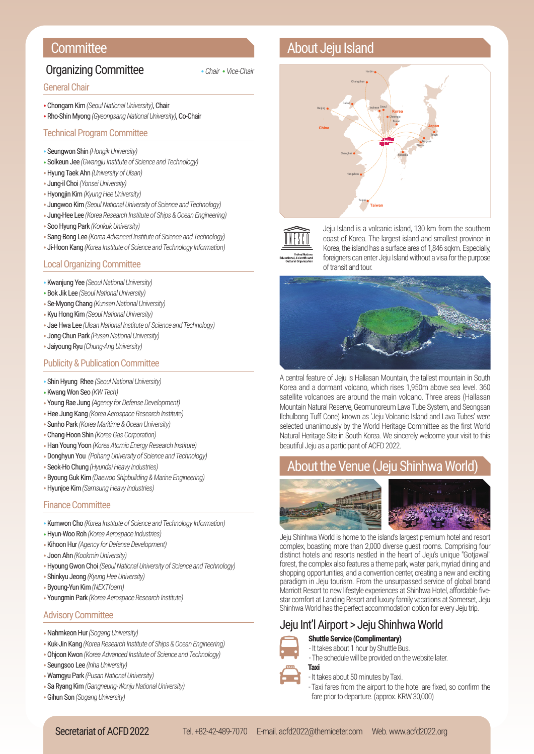## Committee

### Organizing Committee

• Chair • Vice-Chair

#### General Chair

- Chongam Kim *(Seoul National University)*, Chair
- Rho-Shin Myong *(Gyeongsang National University)*, Co-Chair

#### Technical Program Committee

- Seungwon Shin *(Hongik University)*
- Solkeun Jee *(Gwangju Institute of Science and Technology)*
- Hyung Taek Ahn *(University of Ulsan)*
- Jung-il Choi *(Yonsei University)*
- Hyongjin Kim *(Kyung Hee University)*
- Jungwoo Kim *(Seoul National University of Science and Technology)*
- Jung-Hee Lee *(Korea Research Institute of Ships & Ocean Engineering)*
- Soo Hyung Park *(Konkuk University)*
- Sang-Bong Lee *(Korea Advanced Institute of Science and Technology)*
- Ji-Hoon Kang *(Korea Institute of Science and Technology Information)*

#### Local Organizing Committee

- Kwanjung Yee *(Seoul National University)*
- Bok Jik Lee *(Seoul National University)*
- Se-Myong Chang *(Kunsan National University)*
- Kyu Hong Kim *(Seoul National University)*
- Jae Hwa Lee *(Ulsan National Institute of Science and Technology)*
- Jong-Chun Park *(Pusan National University)*
- Jaiyoung Ryu *(Chung-Ang University)*

#### Publicity & Publication Committee

- Shin Hyung Rhee *(Seoul National University)*
- Kwang Won Seo *(KW Tech)*
- Young Rae Jung *(Agency for Defense Development)*
- Hee Jung Kang *(Korea Aerospace Research Institute)*
- Sunho Park *(Korea Maritime & Ocean University)*
- Chang-Hoon Shin *(Korea Gas Corporation)*
- Han Young Yoon *(Korea Atomic Energy Research Institute)*
- Donghyun You *(Pohang University of Science and Technology)*
- Seok-Ho Chung *(Hyundai Heavy Industries)*
- Byoung Guk Kim *(Daewoo Shipbuilding & Marine Engineering)*
- Hyunjoe Kim *(Samsung Heavy Industries)*

#### Finance Committee

- Kumwon Cho *(Korea Institute of Science and Technology Information)*
- Hyun-Woo Roh *(Korea Aerospace Industries)*
- Kihoon Hur *(Agency for Defense Development)*
- Joon Ahn *(Kookmin University)*
- Hyoung Gwon Choi *(Seoul National University of Science and Technology)*
- Shinkyu Jeong *(Kyung Hee University)*
- Byoung-Yun Kim *(NEXTfoam)*
- Youngmin Park *(Korea Aerospace Research Institute)*

#### Advisory Committee

- Nahmkeon Hur *(Sogang University)*
- Kuk-Jin Kang *(Korea Research Institute of Ships & Ocean Engineering)*
- Ohjoon Kwon *(Korea Advanced Institute of Science and Technology)*
- Seungsoo Lee *(Inha University)*
- Warngyu Park *(Pusan National University)*
- Sa Ryang Kim *(Gangneung-Wonju National University)*
- Gihun Son *(Sogang University)*

## About Jeju Island

Harbin
Changchun
Dalian
Beijing
Incheon
Seoul
Korea
Cheongju
Busan
China
Japan
Tokyo
Nagoya
Osaka
Jeju
Fukuoka
Shanghai
Hangzhou
Taipei
Taiwan

United Nations Educational, Scientific and Cultural Organization

Jeju Island is a volcanic island, 130 km from the southern coast of Korea. The largest island and smallest province in Korea, the island has a surface area of 1,846 sqkm. Especially, foreigners can enter Jeju Island without a visa for the purpose of transit and tour.

A central feature of Jeju is Hallasan Mountain, the tallest mountain in South Korea and a dormant volcano, which rises 1,950m above sea level. 360 satellite volcanoes are around the main volcano. Three areas (Hallasan Mountain Natural Reserve, Geomunoreum Lava Tube System, and Seongsan Ilchulbong Tuff Cone) known as 'Jeju Volcanic Island and Lava Tubes' were selected unanimously by the World Heritage Committee as the first World Natural Heritage Site in South Korea. We sincerely welcome your visit to this beautiful Jeju as a participant of ACFD 2022.

## About the Venue (Jeju Shinhwa World)

Jeju Shinhwa World is home to the island's largest premium hotel and resort complex, boasting more than 2,000 diverse guest rooms. Comprising four distinct hotels and resorts nestled in the heart of Jeju's unique "Gotjawal" forest, the complex also features a theme park, water park, myriad dining and shopping opportunities, and a convention center, creating a new and exciting paradigm in Jeju tourism. From the unsurpassed service of global brand Marriott Resort to new lifestyle experiences at Shinhwa Hotel, affordable five-star comfort at Landing Resort and luxury family vacations at Somerset, Jeju Shinhwa World has the perfect accommodation option for every Jeju trip.

### Jeju Int'l Airport > Jeju Shinhwa World

**Shuttle Service (Complimentary)**

- It takes about 1 hour by Shuttle Bus.
- The schedule will be provided on the website later.

**Taxi**

- It takes about 50 minutes by Taxi.
- Taxi fares from the airport to the hotel are fixed, so confirm the fare prior to departure. (approx. KRW 30,000)

**Secretariat of ACFD 2022**  Tel. +82-42-489-7070  E-mail. acfd2022@themiceter.com  Web. www.acfd2022.org